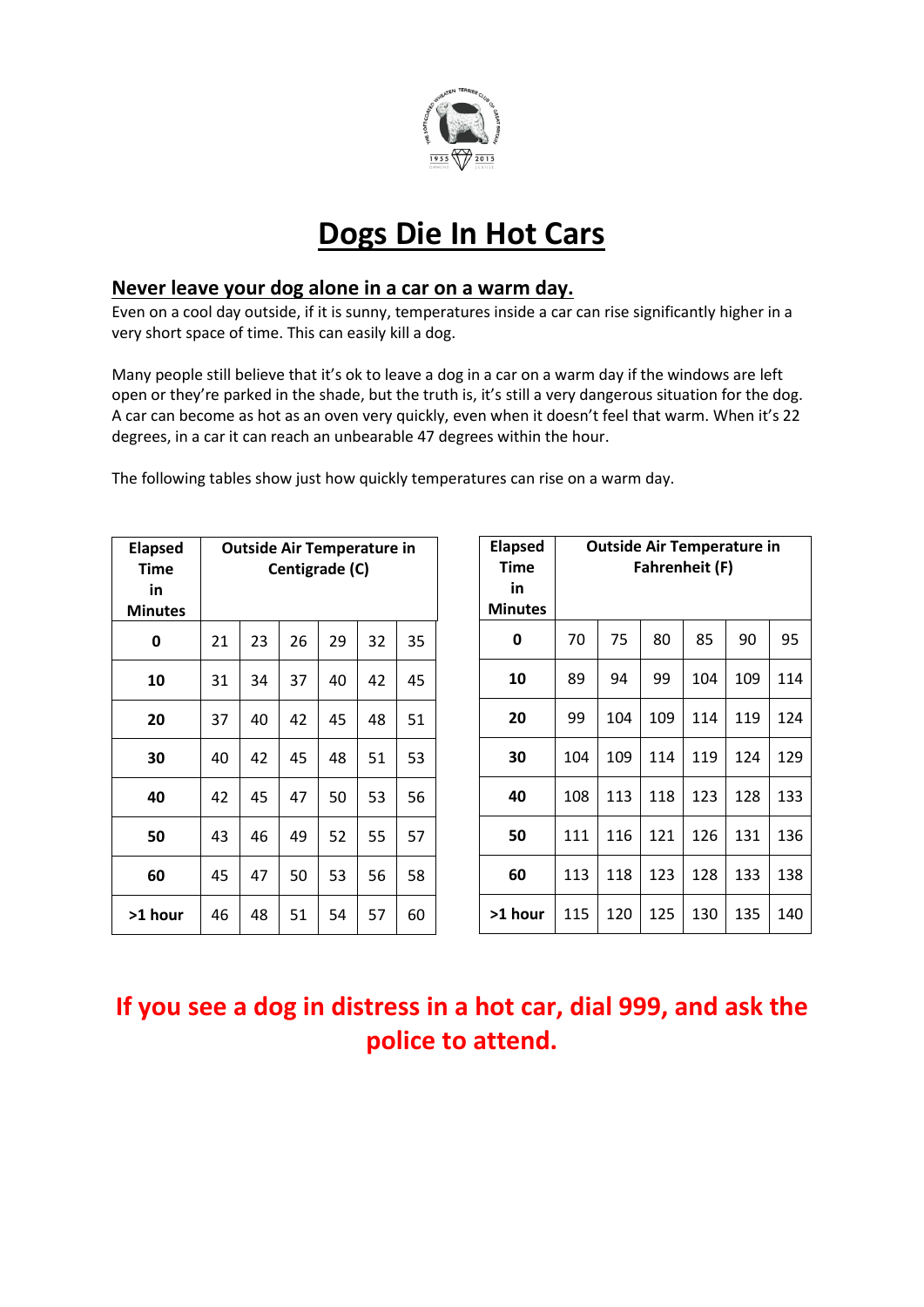# Dogs Die In Hot Cars

## Never leave your dog alone in a car on a warm day.

Even on a cool day outside, if it is sunny, temperatures inside a car can rise significantly higher in a very short space of time. This can easily kill a dog.

Many people still believe that it's ok to leave a dog in a car on a warm day if the windows are left open or they're parked in the shade, but the truth is, it's still a very dangerous situation for the dog. A car can become as hot as an oven very quickly, even when it doesn't feel that warm. When it's 22 degrees, in a car it can reach an unbearable 47 degrees within the hour.

The following tables show just how quickly temperatures can rise on a warm day.

| Elapsed Time in Minutes | Outside Air Temperature in Centigrade (C) | | | | | |
|---|---|---|---|---|---|---|
| **0** | 21 | 23 | 26 | 29 | 32 | 35 |
| **10** | 31 | 34 | 37 | 40 | 42 | 45 |
| **20** | 37 | 40 | 42 | 45 | 48 | 51 |
| **30** | 40 | 42 | 45 | 48 | 51 | 53 |
| **40** | 42 | 45 | 47 | 50 | 53 | 56 |
| **50** | 43 | 46 | 49 | 52 | 55 | 57 |
| **60** | 45 | 47 | 50 | 53 | 56 | 58 |
| **>1 hour** | 46 | 48 | 51 | 54 | 57 | 60 |

| Elapsed Time in Minutes | Outside Air Temperature in Fahrenheit (F) | | | | | |
|---|---|---|---|---|---|---|
| **0** | 70 | 75 | 80 | 85 | 90 | 95 |
| **10** | 89 | 94 | 99 | 104 | 109 | 114 |
| **20** | 99 | 104 | 109 | 114 | 119 | 124 |
| **30** | 104 | 109 | 114 | 119 | 124 | 129 |
| **40** | 108 | 113 | 118 | 123 | 128 | 133 |
| **50** | 111 | 116 | 121 | 126 | 131 | 136 |
| **60** | 113 | 118 | 123 | 128 | 133 | 138 |
| **>1 hour** | 115 | 120 | 125 | 130 | 135 | 140 |

**If you see a dog in distress in a hot car, dial 999, and ask the police to attend.**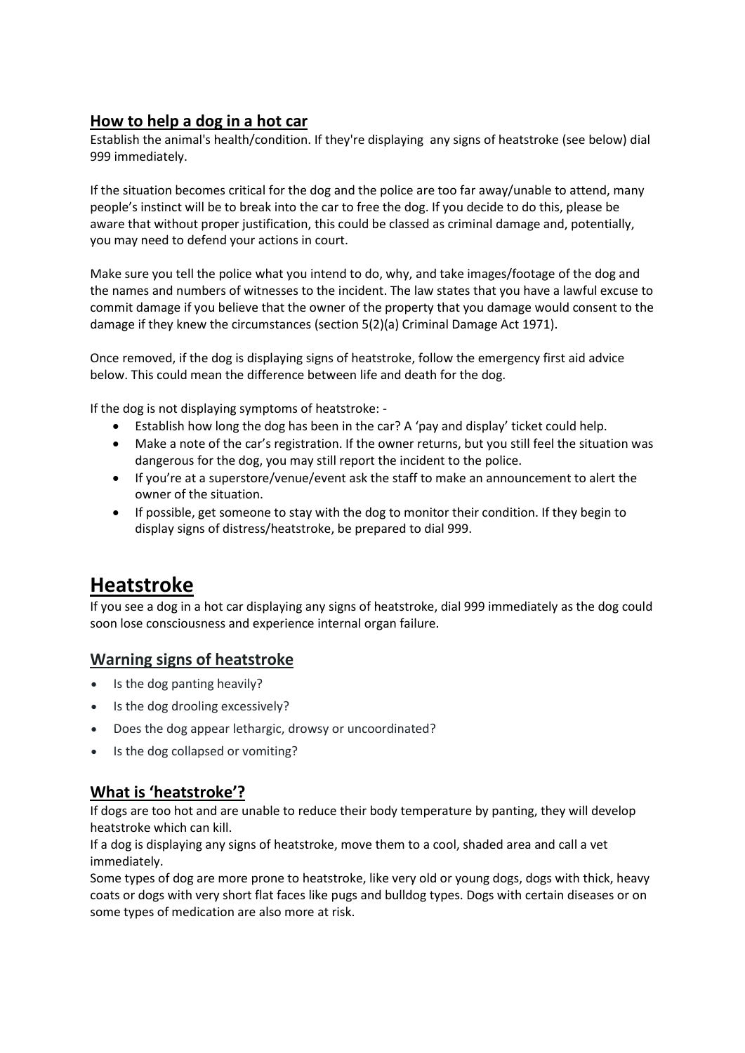## How to help a dog in a hot car

Establish the animal's health/condition. If they're displaying any signs of heatstroke (see below) dial 999 immediately.

If the situation becomes critical for the dog and the police are too far away/unable to attend, many people's instinct will be to break into the car to free the dog. If you decide to do this, please be aware that without proper justification, this could be classed as criminal damage and, potentially, you may need to defend your actions in court.

Make sure you tell the police what you intend to do, why, and take images/footage of the dog and the names and numbers of witnesses to the incident. The law states that you have a lawful excuse to commit damage if you believe that the owner of the property that you damage would consent to the damage if they knew the circumstances (section 5(2)(a) Criminal Damage Act 1971).

Once removed, if the dog is displaying signs of heatstroke, follow the emergency first aid advice below. This could mean the difference between life and death for the dog.

If the dog is not displaying symptoms of heatstroke: -

- Establish how long the dog has been in the car? A 'pay and display' ticket could help.
- Make a note of the car's registration. If the owner returns, but you still feel the situation was dangerous for the dog, you may still report the incident to the police.
- If you're at a superstore/venue/event ask the staff to make an announcement to alert the owner of the situation.
- If possible, get someone to stay with the dog to monitor their condition. If they begin to display signs of distress/heatstroke, be prepared to dial 999.

# Heatstroke

If you see a dog in a hot car displaying any signs of heatstroke, dial 999 immediately as the dog could soon lose consciousness and experience internal organ failure.

## Warning signs of heatstroke

- Is the dog panting heavily?
- Is the dog drooling excessively?
- Does the dog appear lethargic, drowsy or uncoordinated?
- Is the dog collapsed or vomiting?

## What is 'heatstroke'?

If dogs are too hot and are unable to reduce their body temperature by panting, they will develop heatstroke which can kill.

If a dog is displaying any signs of heatstroke, move them to a cool, shaded area and call a vet immediately.

Some types of dog are more prone to heatstroke, like very old or young dogs, dogs with thick, heavy coats or dogs with very short flat faces like pugs and bulldog types. Dogs with certain diseases or on some types of medication are also more at risk.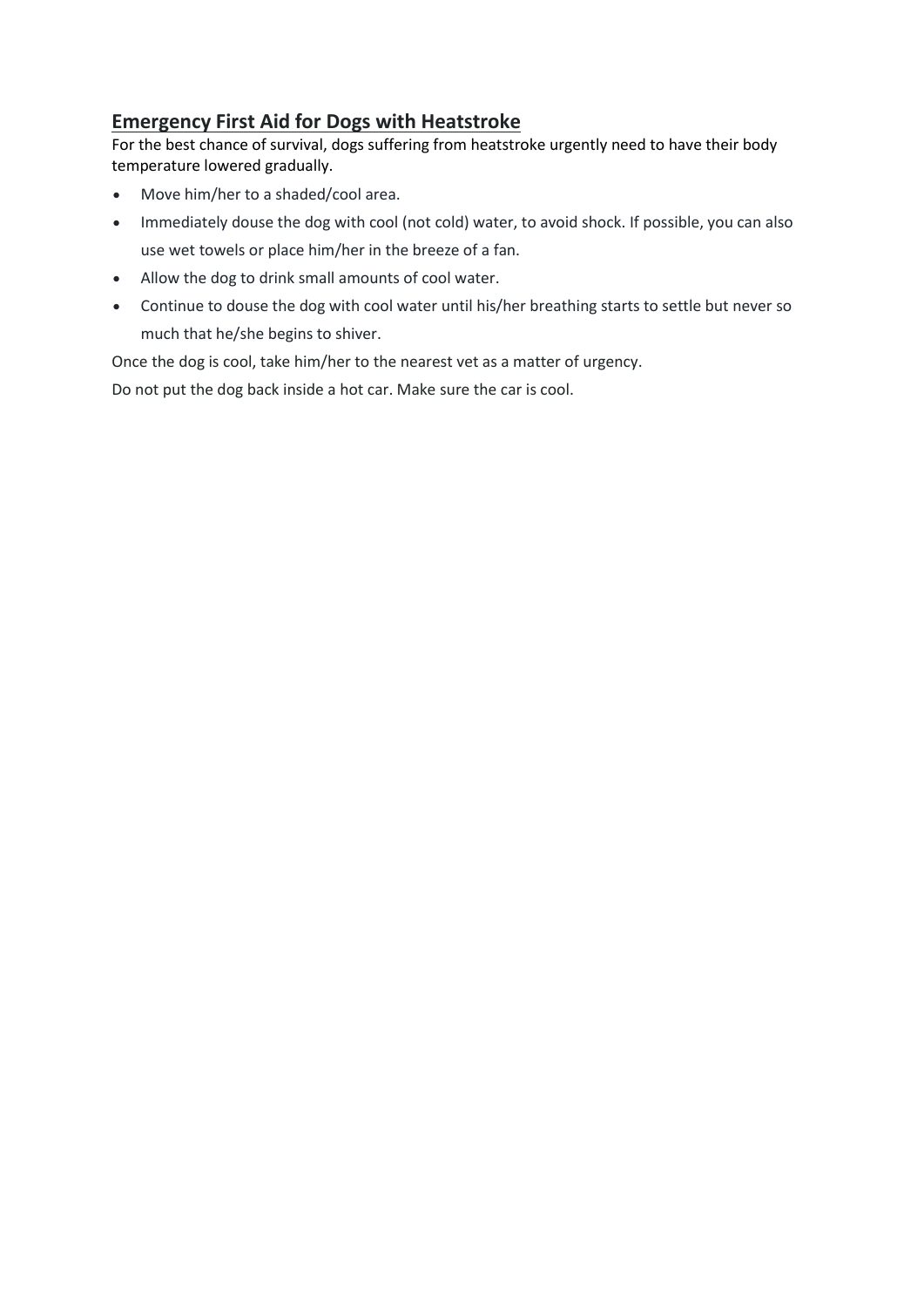## Emergency First Aid for Dogs with Heatstroke

For the best chance of survival, dogs suffering from heatstroke urgently need to have their body temperature lowered gradually.

- Move him/her to a shaded/cool area.
- Immediately douse the dog with cool (not cold) water, to avoid shock. If possible, you can also use wet towels or place him/her in the breeze of a fan.
- Allow the dog to drink small amounts of cool water.
- Continue to douse the dog with cool water until his/her breathing starts to settle but never so much that he/she begins to shiver.

Once the dog is cool, take him/her to the nearest vet as a matter of urgency.

Do not put the dog back inside a hot car. Make sure the car is cool.